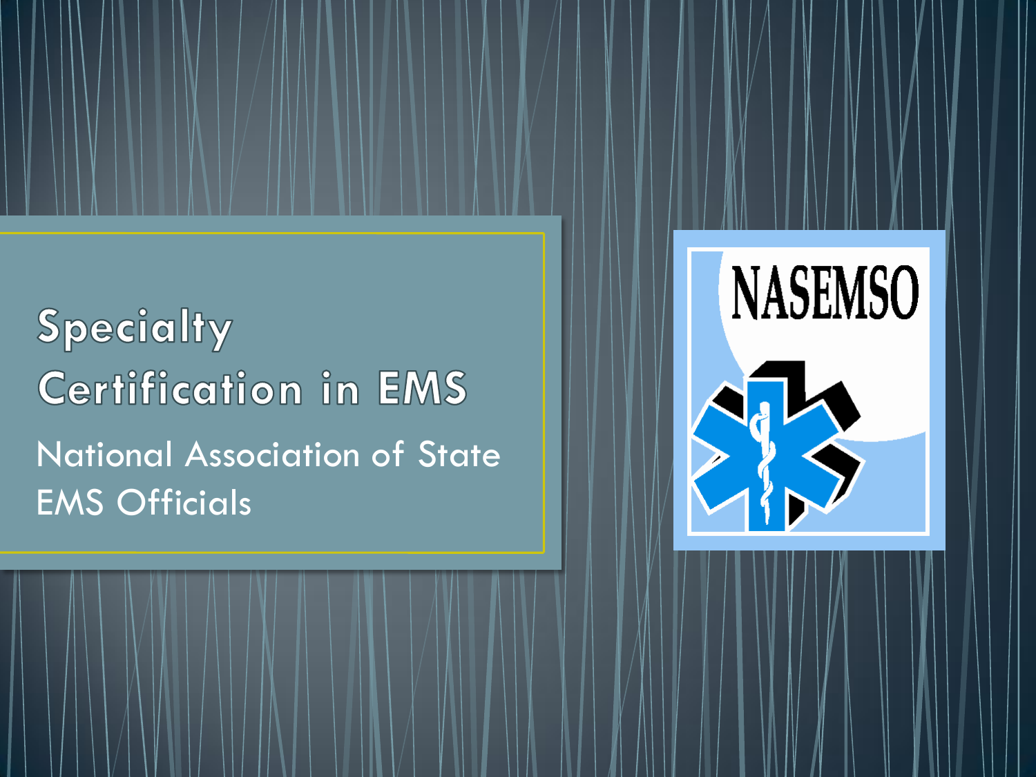# Specialty Certification in EMS

National Association of State EMS Officials

NASEMSO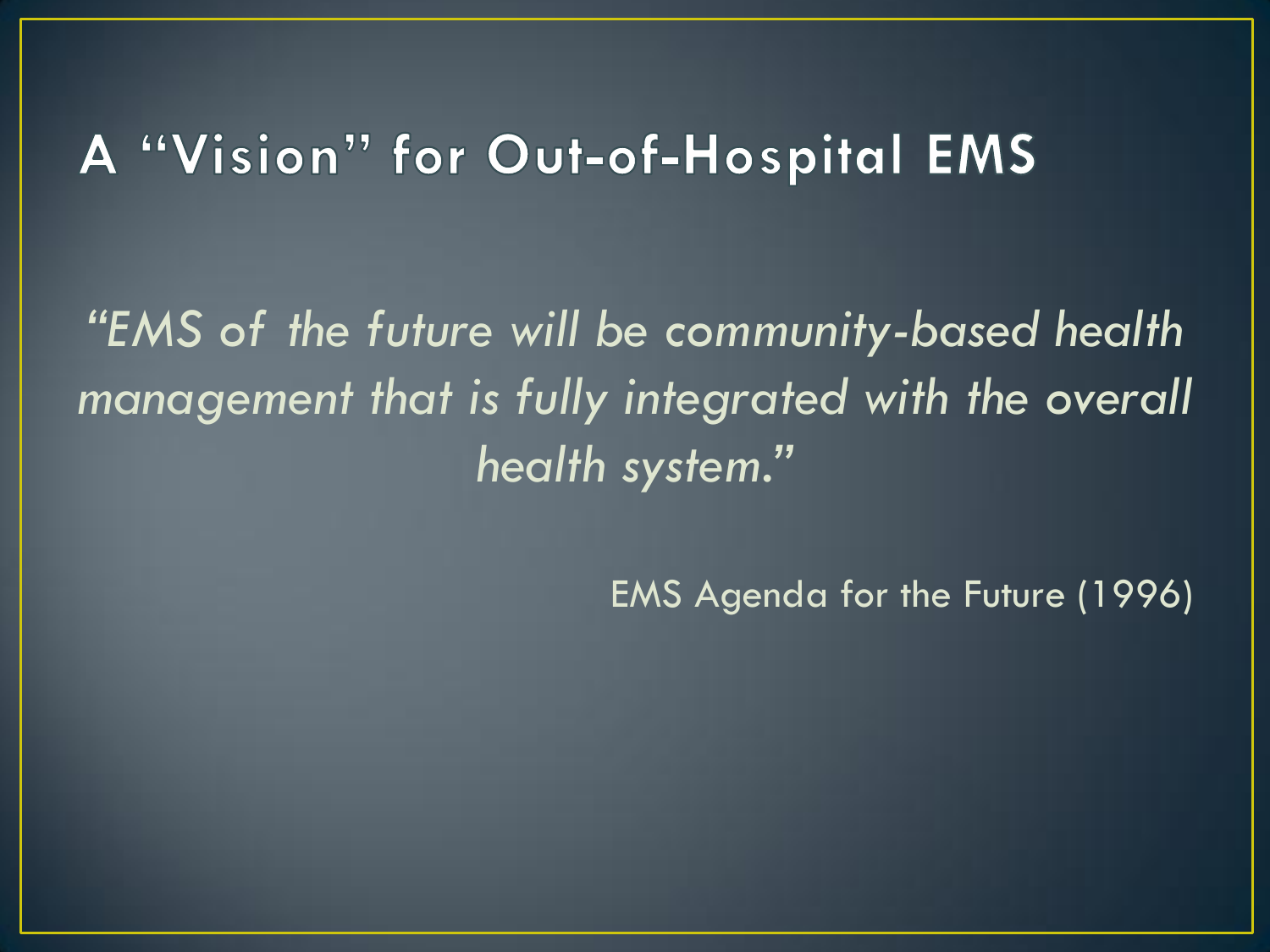# A "Vision" for Out-of-Hospital EMS

*"EMS of the future will be community-based health management that is fully integrated with the overall health system."*

EMS Agenda for the Future (1996)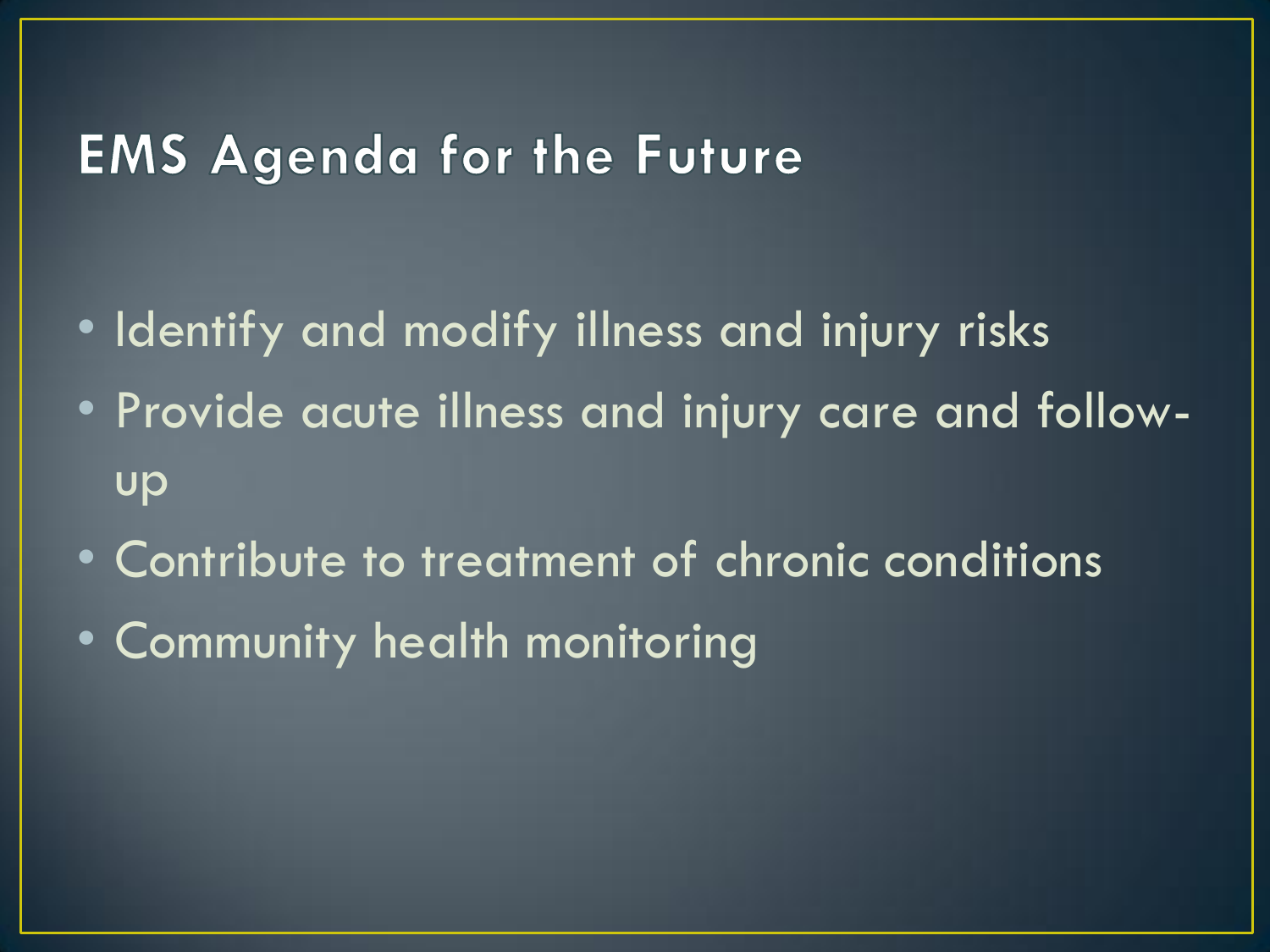# EMS Agenda for the Future

- Identify and modify illness and injury risks
- Provide acute illness and injury care and follow-up
- Contribute to treatment of chronic conditions
- Community health monitoring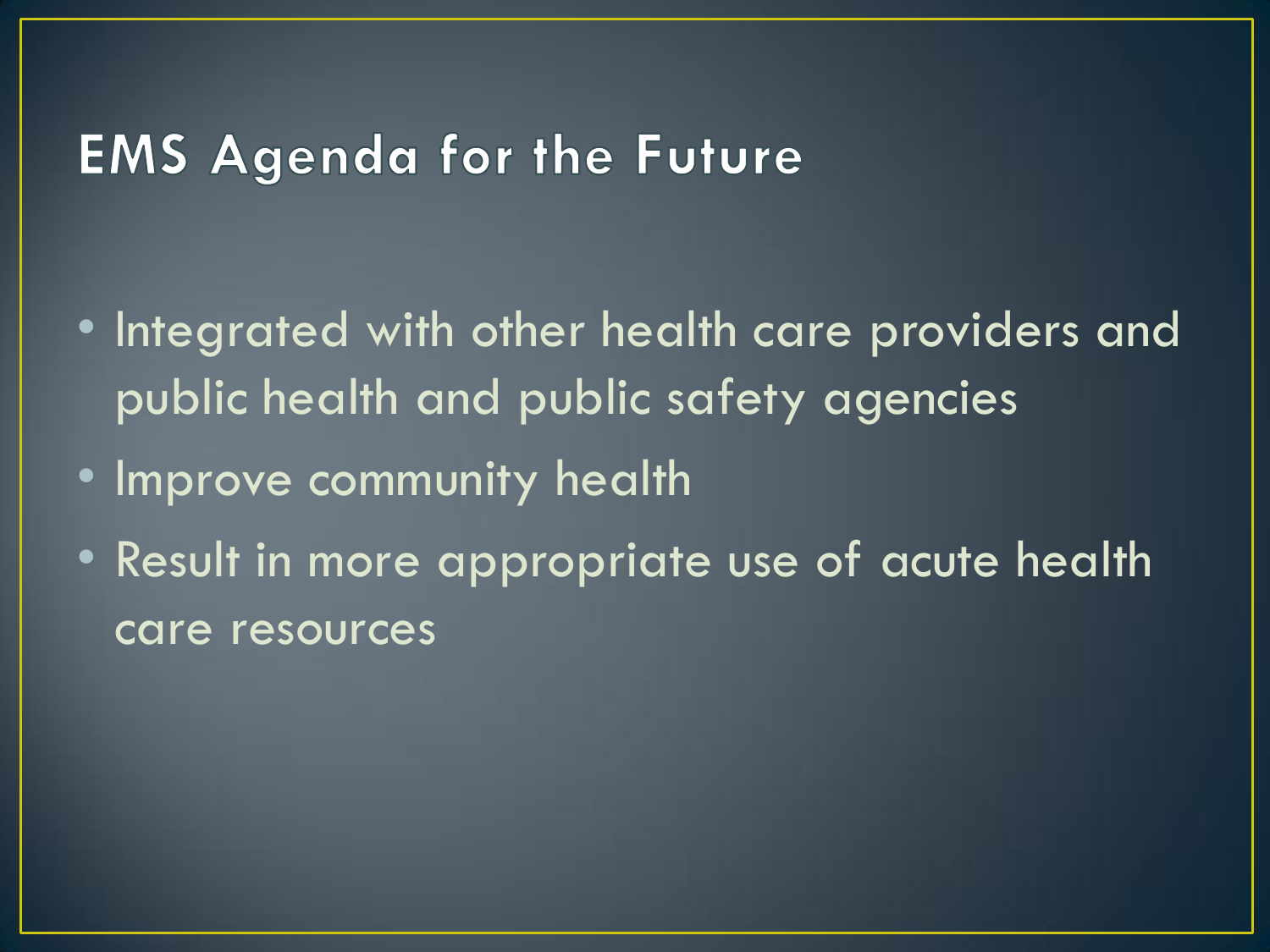# EMS Agenda for the Future

- Integrated with other health care providers and public health and public safety agencies
- Improve community health
- Result in more appropriate use of acute health care resources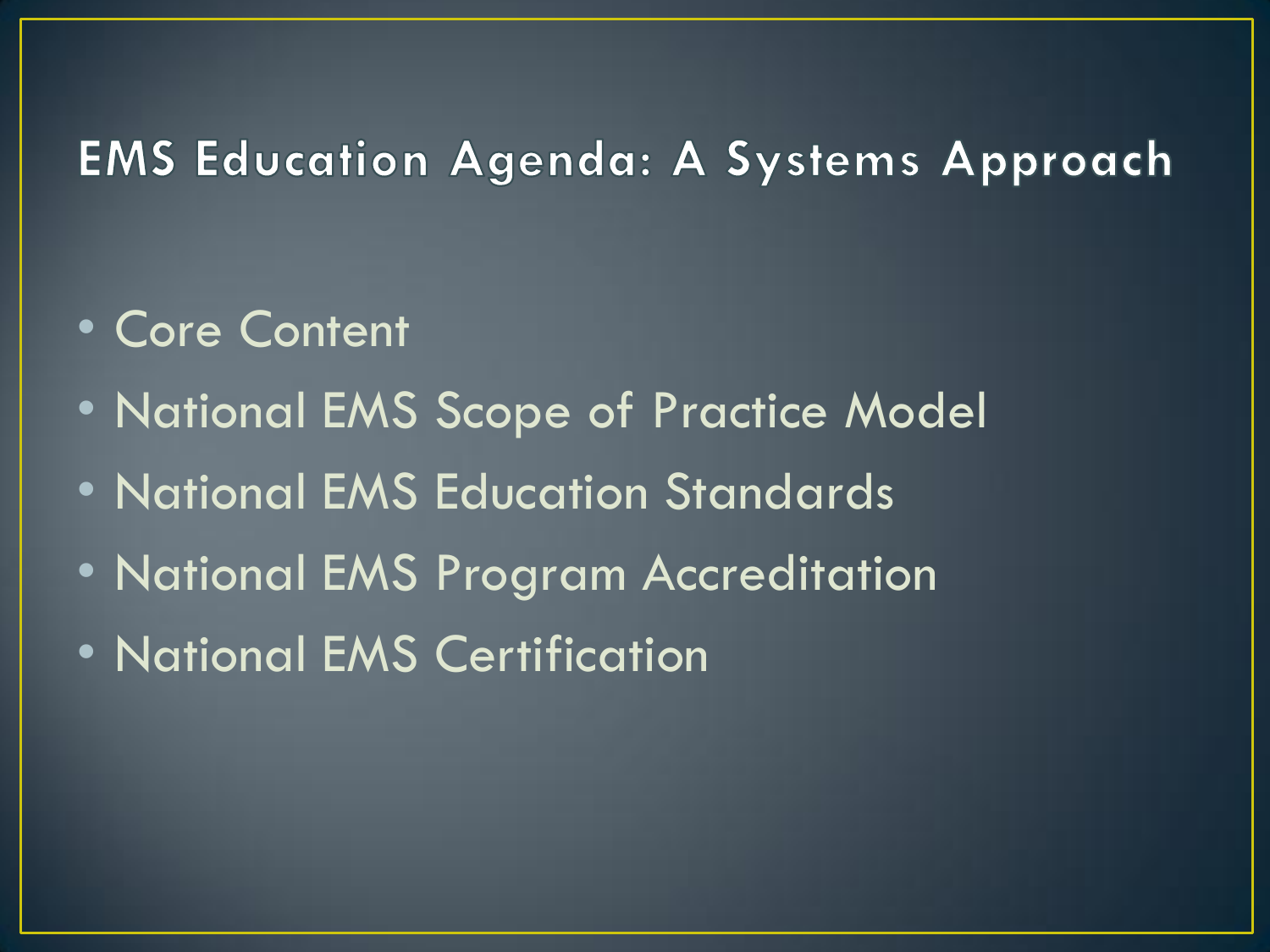# EMS Education Agenda: A Systems Approach

- Core Content
- National EMS Scope of Practice Model
- National EMS Education Standards
- National EMS Program Accreditation
- National EMS Certification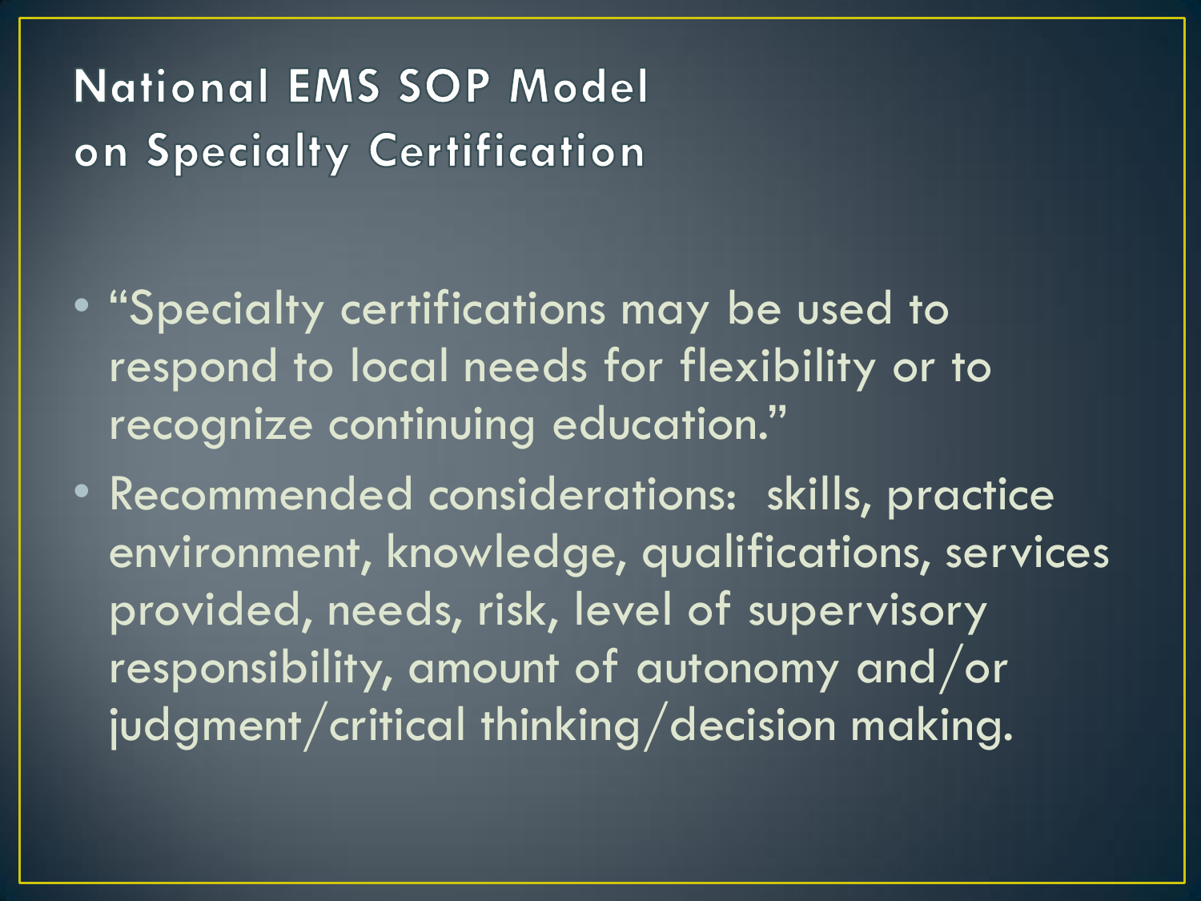# National EMS SOP Model on Specialty Certification

- "Specialty certifications may be used to respond to local needs for flexibility or to recognize continuing education."
- Recommended considerations: skills, practice environment, knowledge, qualifications, services provided, needs, risk, level of supervisory responsibility, amount of autonomy and/or judgment/critical thinking/decision making.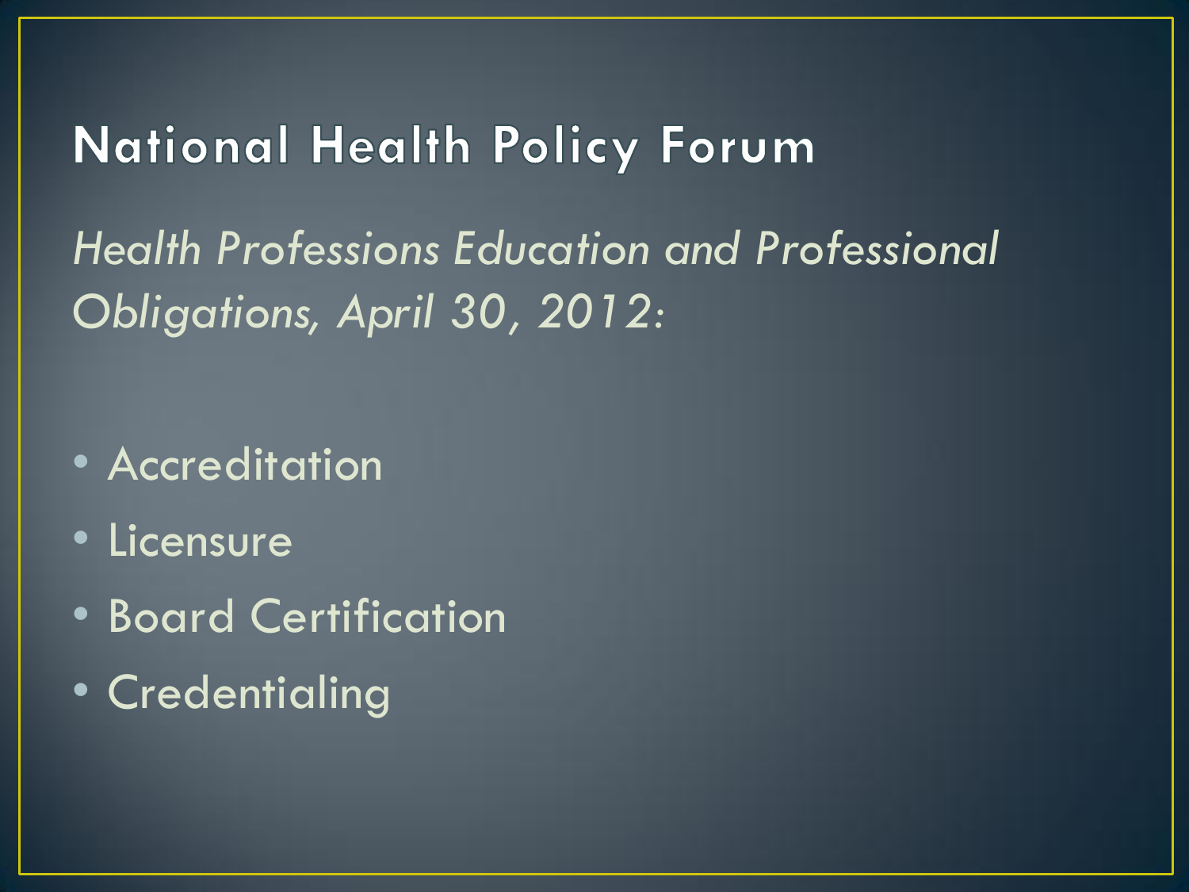# National Health Policy Forum

*Health Professions Education and Professional Obligations, April 30, 2012:*

- Accreditation
- Licensure
- Board Certification
- Credentialing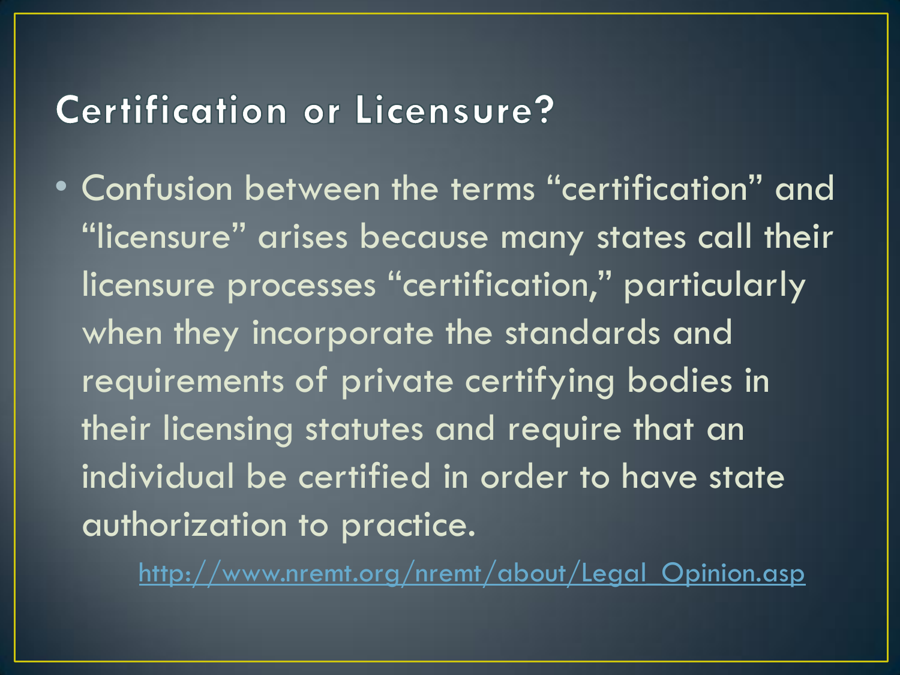# Certification or Licensure?

- Confusion between the terms "certification" and "licensure" arises because many states call their licensure processes "certification," particularly when they incorporate the standards and requirements of private certifying bodies in their licensing statutes and require that an individual be certified in order to have state authorization to practice.

  http://www.nremt.org/nremt/about/Legal_Opinion.asp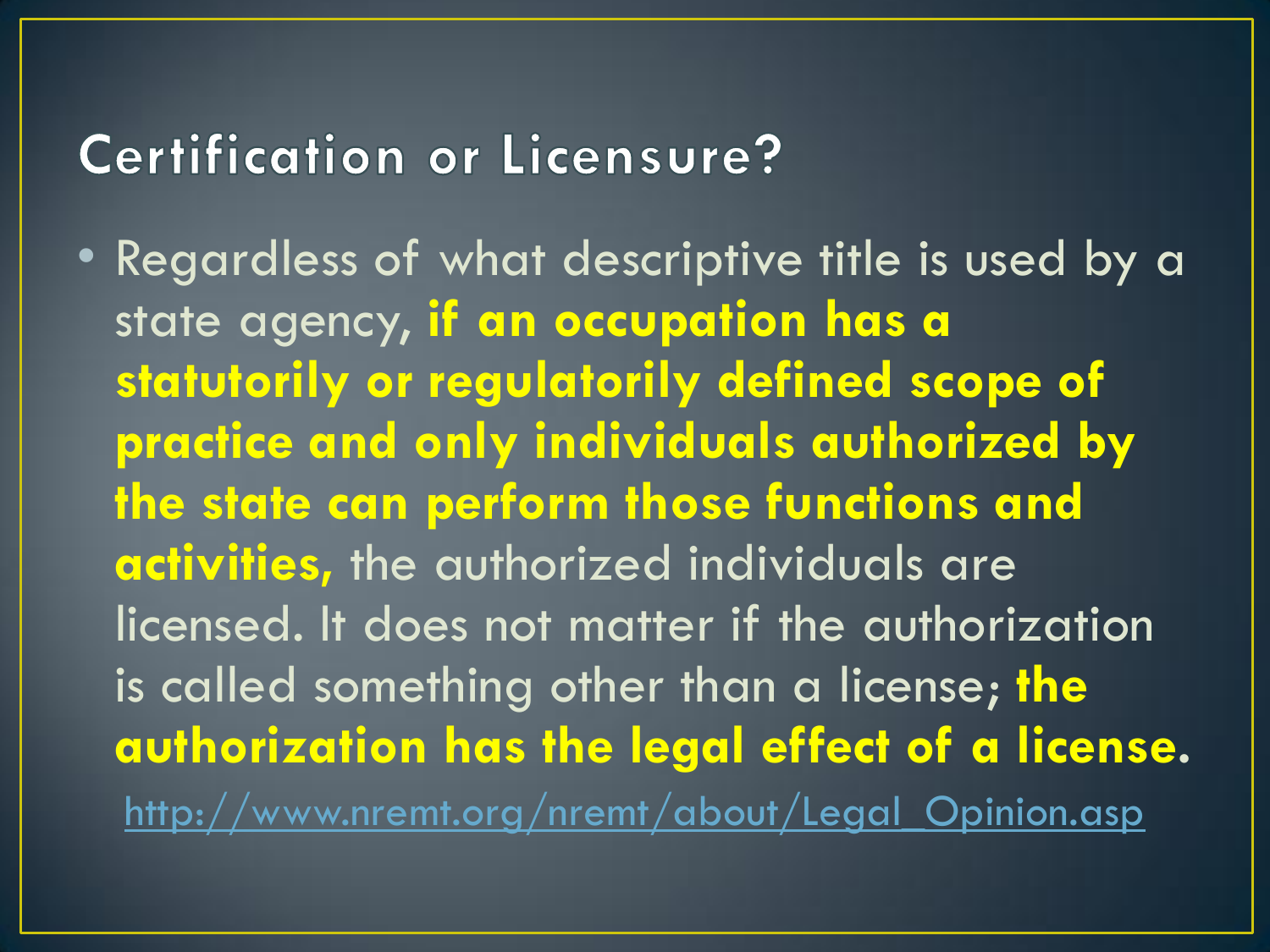# Certification or Licensure?

- Regardless of what descriptive title is used by a state agency, **if an occupation has a statutorily or regulatorily defined scope of practice and only individuals authorized by the state can perform those functions and activities,** the authorized individuals are licensed. It does not matter if the authorization is called something other than a license; **the authorization has the legal effect of a license.**

http://www.nremt.org/nremt/about/Legal_Opinion.asp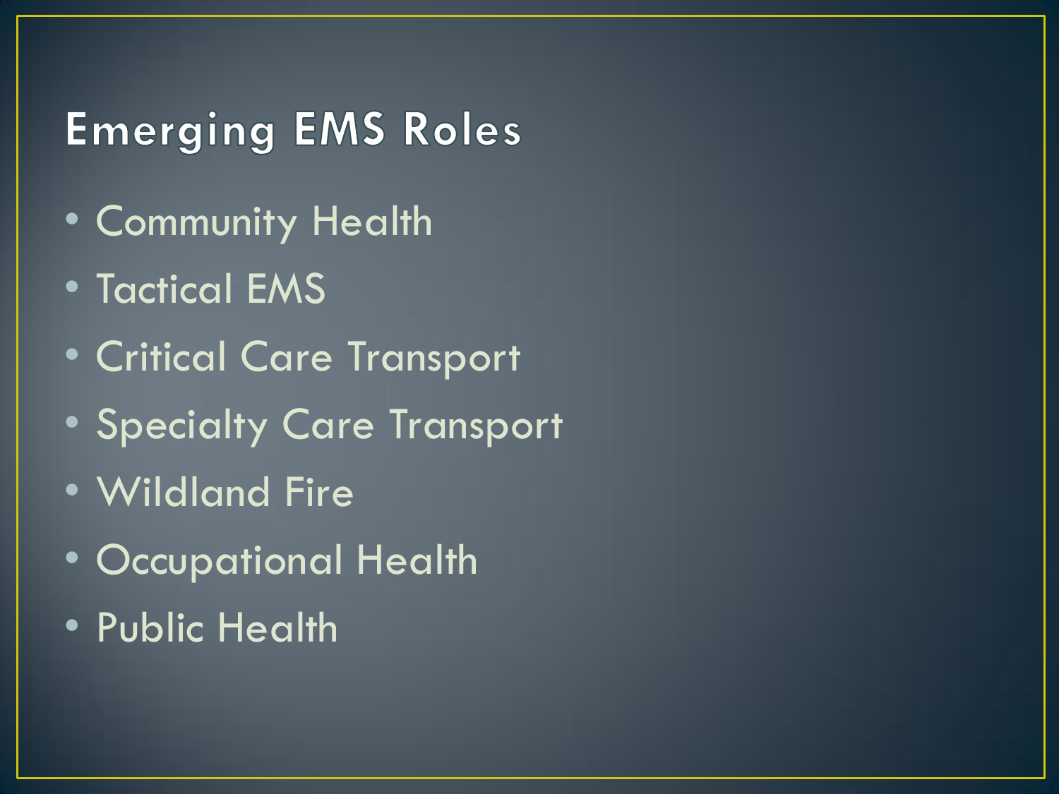# Emerging EMS Roles

- Community Health
- Tactical EMS
- Critical Care Transport
- Specialty Care Transport
- Wildland Fire
- Occupational Health
- Public Health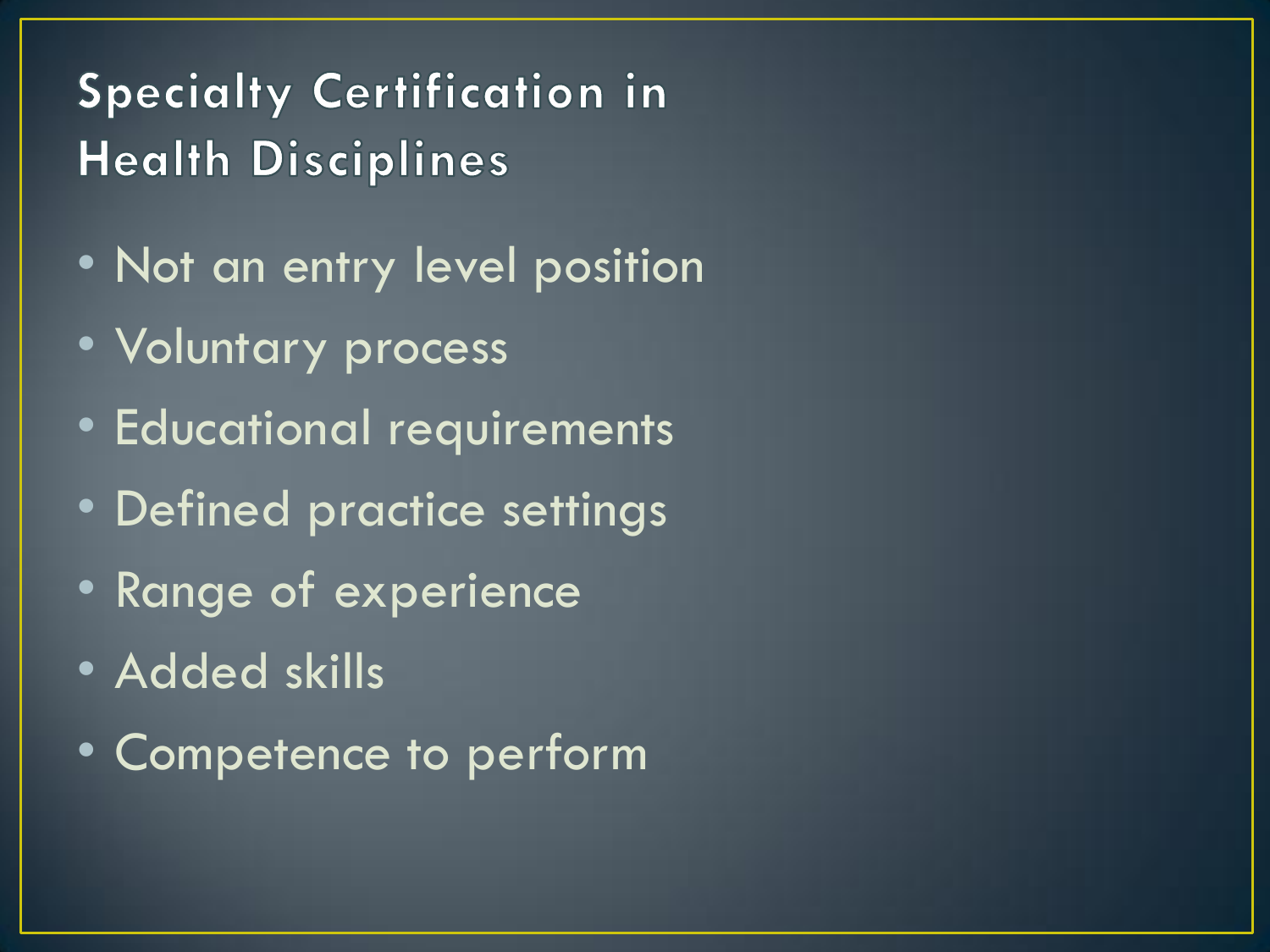# Specialty Certification in Health Disciplines

- Not an entry level position
- Voluntary process
- Educational requirements
- Defined practice settings
- Range of experience
- Added skills
- Competence to perform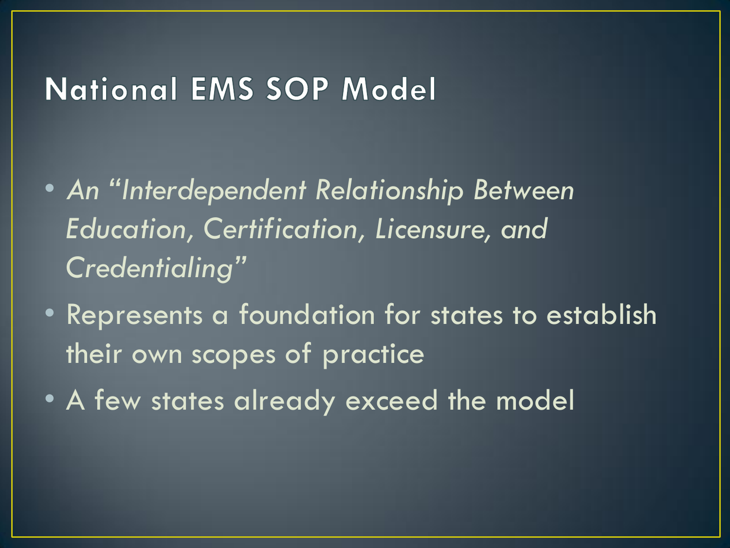# National EMS SOP Model

- *An "Interdependent Relationship Between Education, Certification, Licensure, and Credentialing"*
- Represents a foundation for states to establish their own scopes of practice
- A few states already exceed the model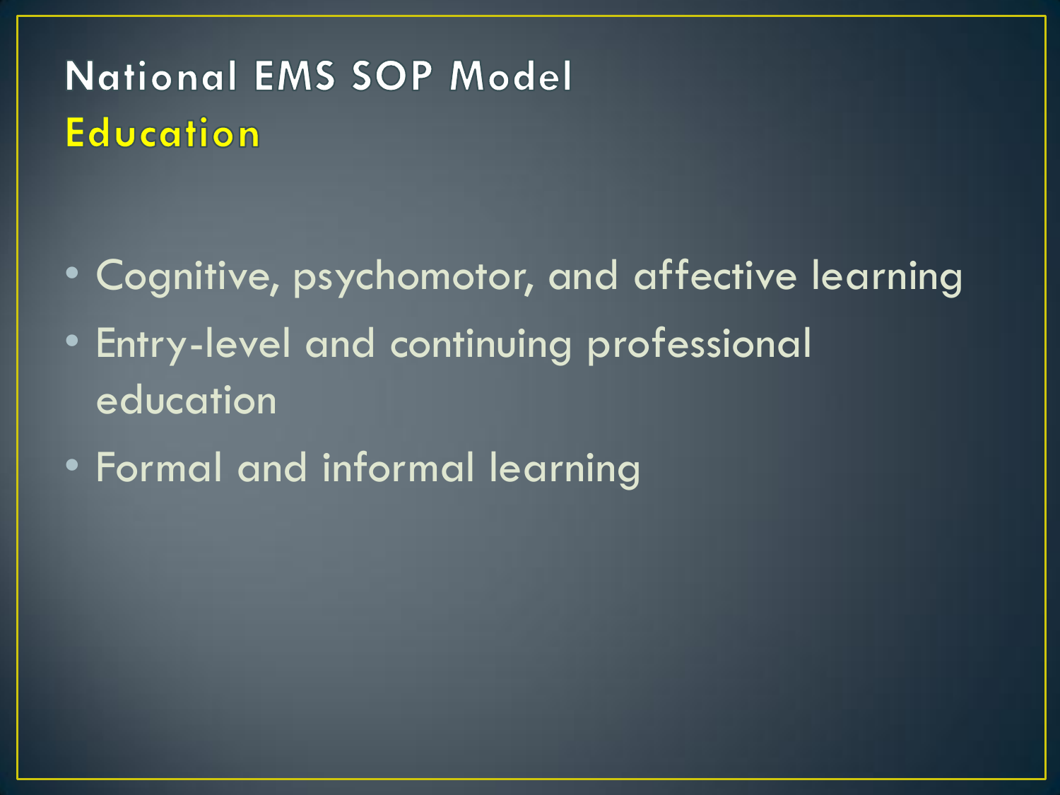# National EMS SOP Model
## Education

- Cognitive, psychomotor, and affective learning
- Entry-level and continuing professional education
- Formal and informal learning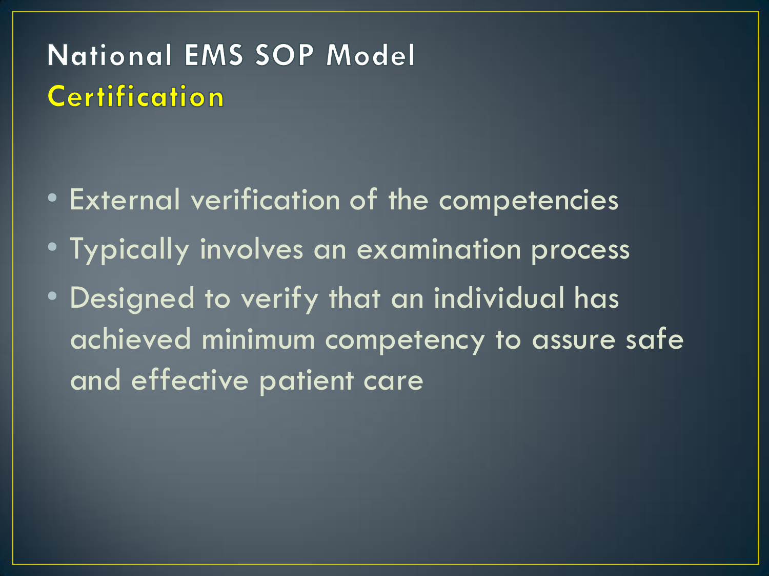# National EMS SOP Model
## Certification

- External verification of the competencies
- Typically involves an examination process
- Designed to verify that an individual has achieved minimum competency to assure safe and effective patient care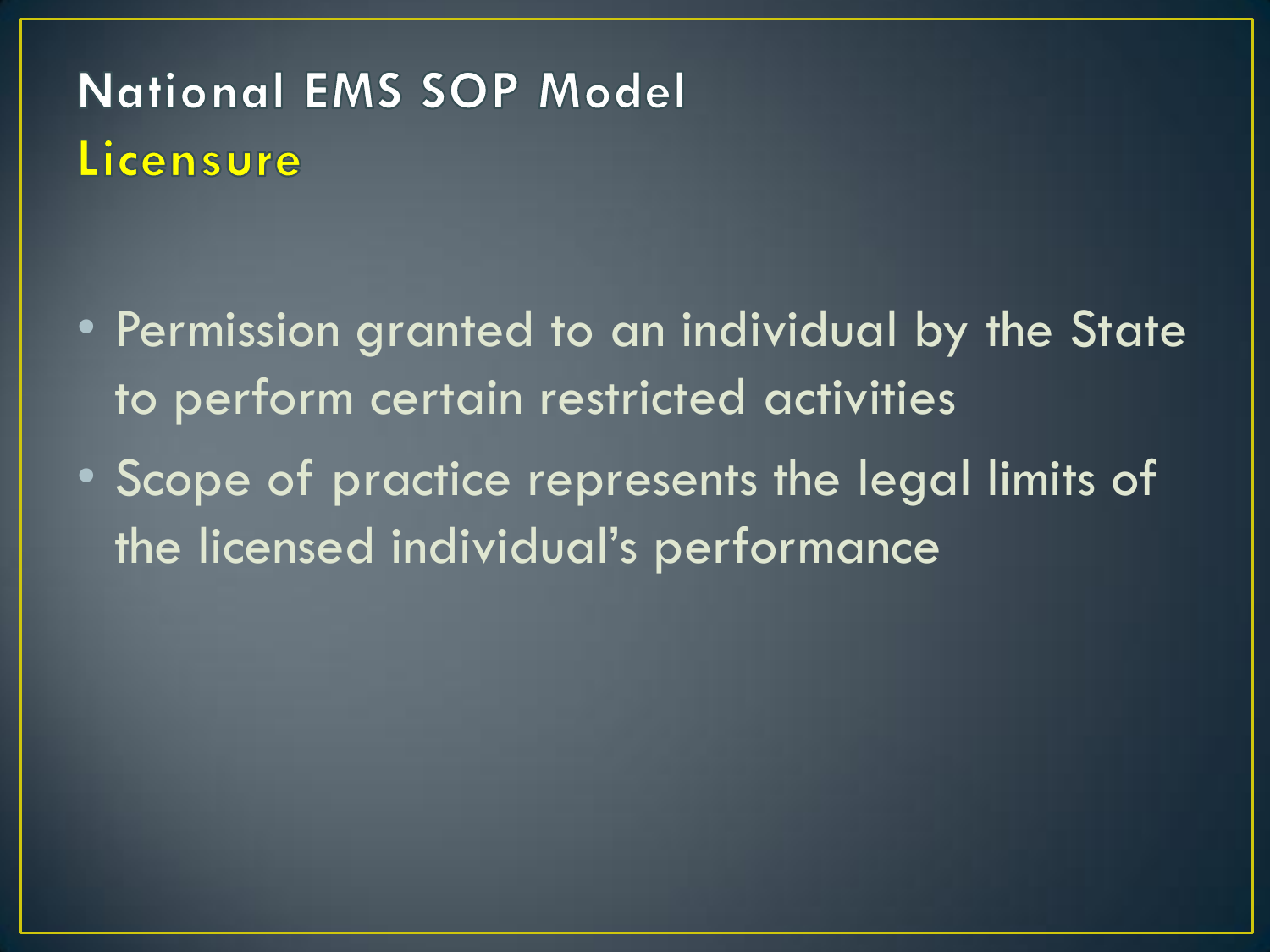# National EMS SOP Model

## Licensure

- Permission granted to an individual by the State to perform certain restricted activities
- Scope of practice represents the legal limits of the licensed individual's performance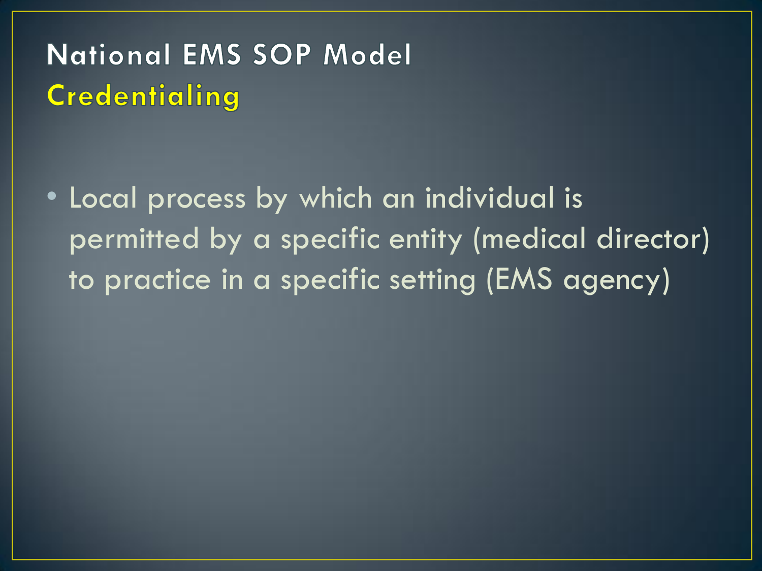# National EMS SOP Model
## Credentialing

- Local process by which an individual is permitted by a specific entity (medical director) to practice in a specific setting (EMS agency)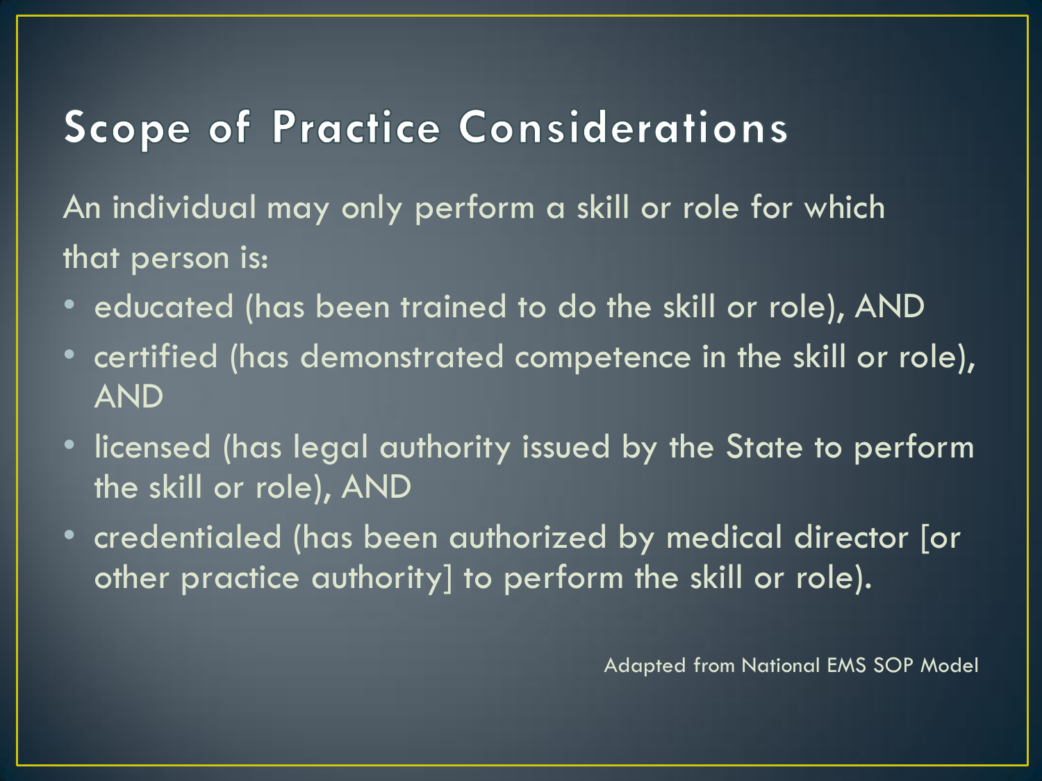# Scope of Practice Considerations

An individual may only perform a skill or role for which that person is:

- educated (has been trained to do the skill or role), AND
- certified (has demonstrated competence in the skill or role), AND
- licensed (has legal authority issued by the State to perform the skill or role), AND
- credentialed (has been authorized by medical director [or other practice authority] to perform the skill or role).

Adapted from National EMS SOP Model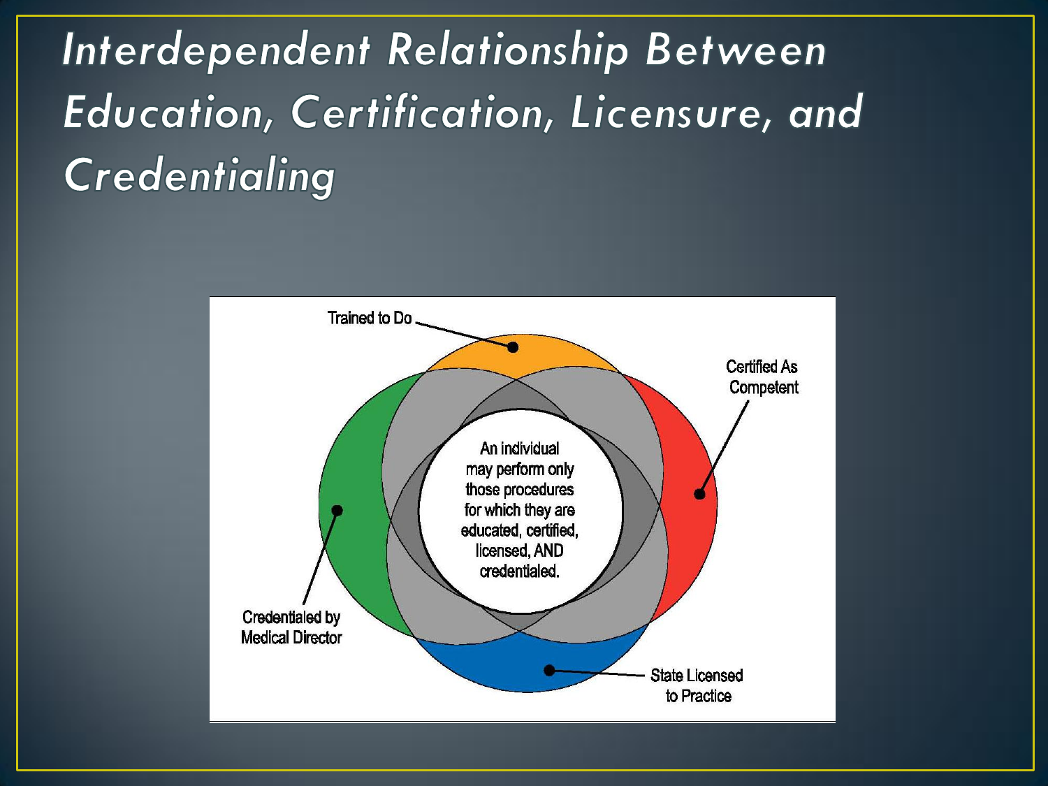# Interdependent Relationship Between Education, Certification, Licensure, and Credentialing

Trained to Do

Certified As Competent

Credentialed by Medical Director

State Licensed to Practice

An individual may perform only those procedures for which they are educated, certified, licensed, AND credentialed.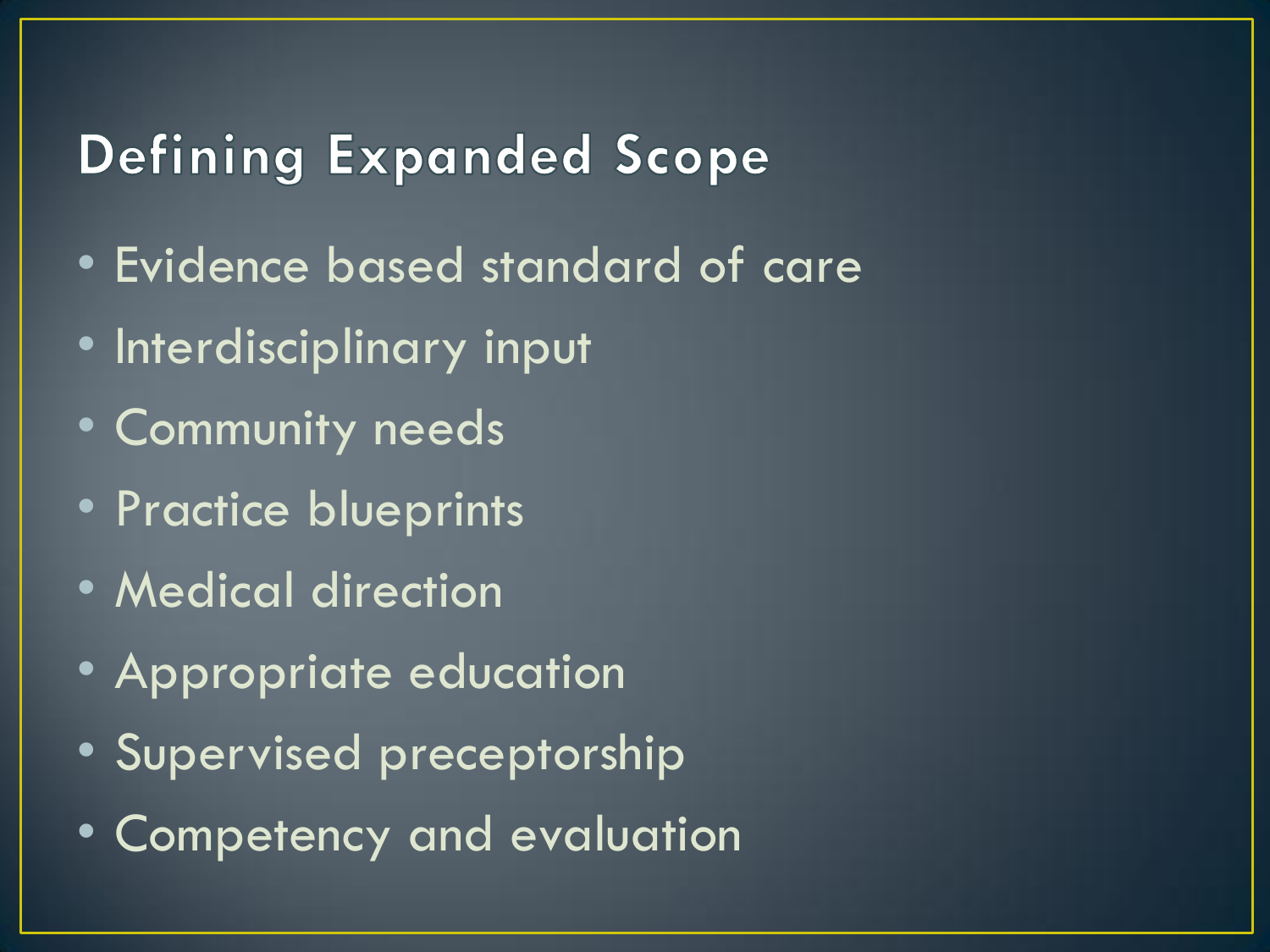# Defining Expanded Scope

- Evidence based standard of care
- Interdisciplinary input
- Community needs
- Practice blueprints
- Medical direction
- Appropriate education
- Supervised preceptorship
- Competency and evaluation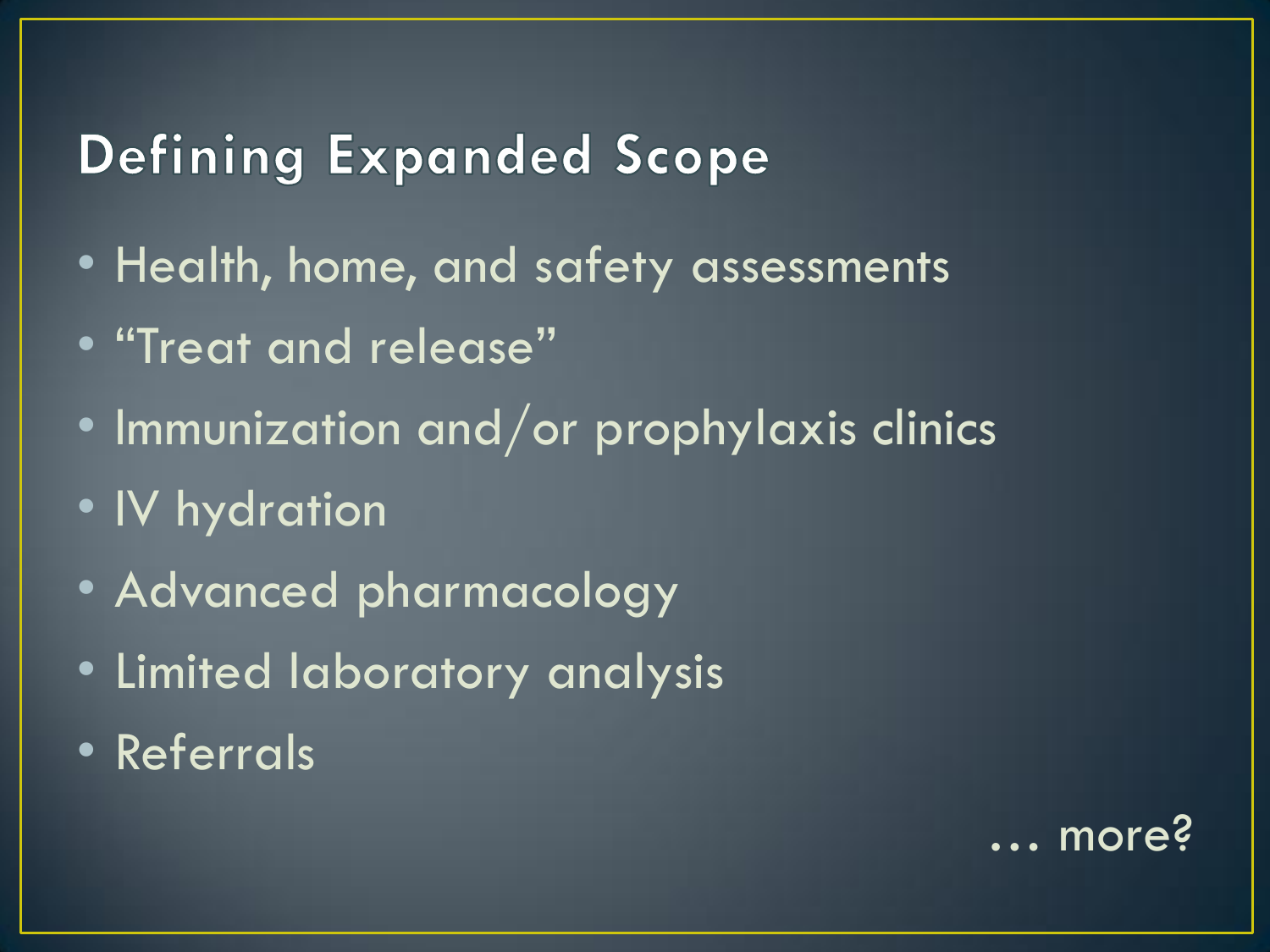# Defining Expanded Scope

- Health, home, and safety assessments
- "Treat and release"
- Immunization and/or prophylaxis clinics
- IV hydration
- Advanced pharmacology
- Limited laboratory analysis
- Referrals

… more?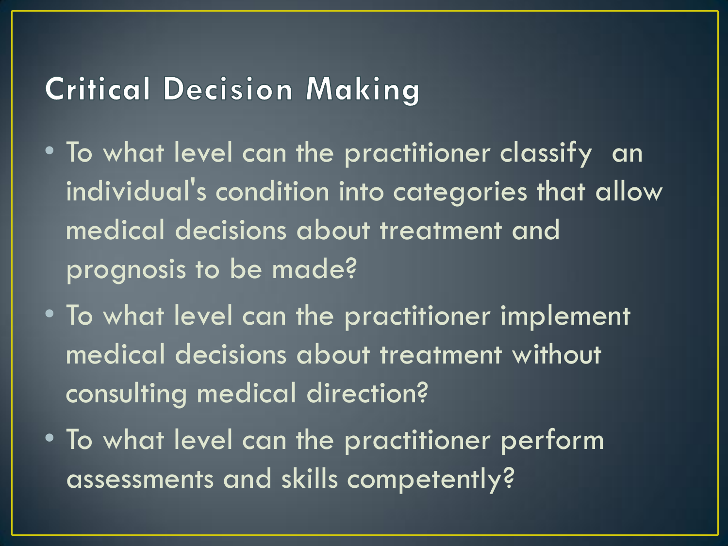## Critical Decision Making

- To what level can the practitioner classify an individual's condition into categories that allow medical decisions about treatment and prognosis to be made?
- To what level can the practitioner implement medical decisions about treatment without consulting medical direction?
- To what level can the practitioner perform assessments and skills competently?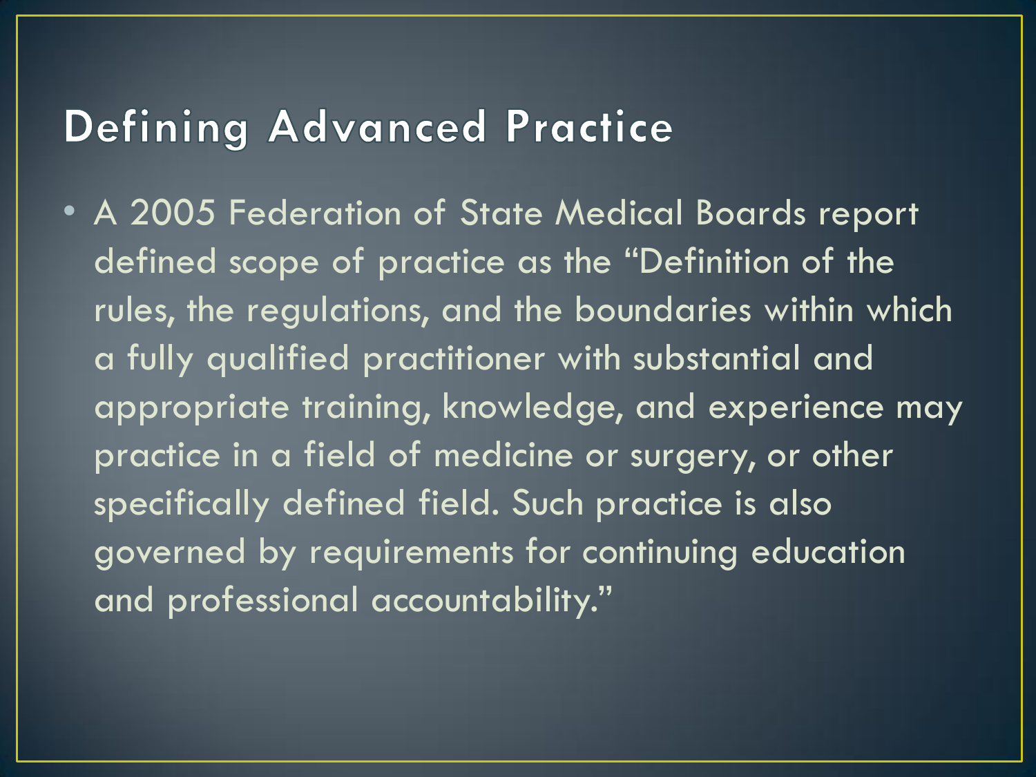# Defining Advanced Practice

- A 2005 Federation of State Medical Boards report defined scope of practice as the "Definition of the rules, the regulations, and the boundaries within which a fully qualified practitioner with substantial and appropriate training, knowledge, and experience may practice in a field of medicine or surgery, or other specifically defined field. Such practice is also governed by requirements for continuing education and professional accountability."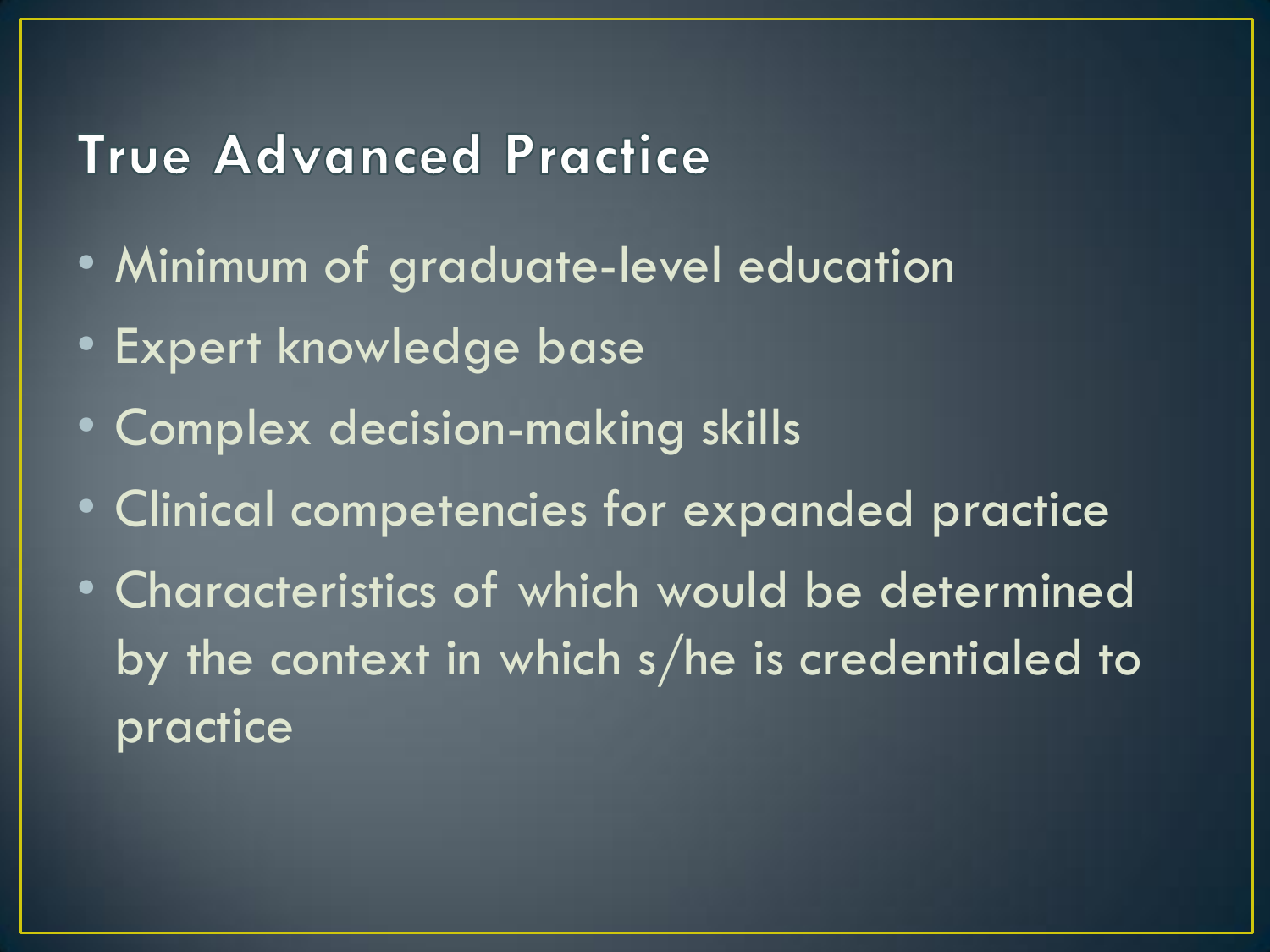# True Advanced Practice

- Minimum of graduate-level education
- Expert knowledge base
- Complex decision-making skills
- Clinical competencies for expanded practice
- Characteristics of which would be determined by the context in which s/he is credentialed to practice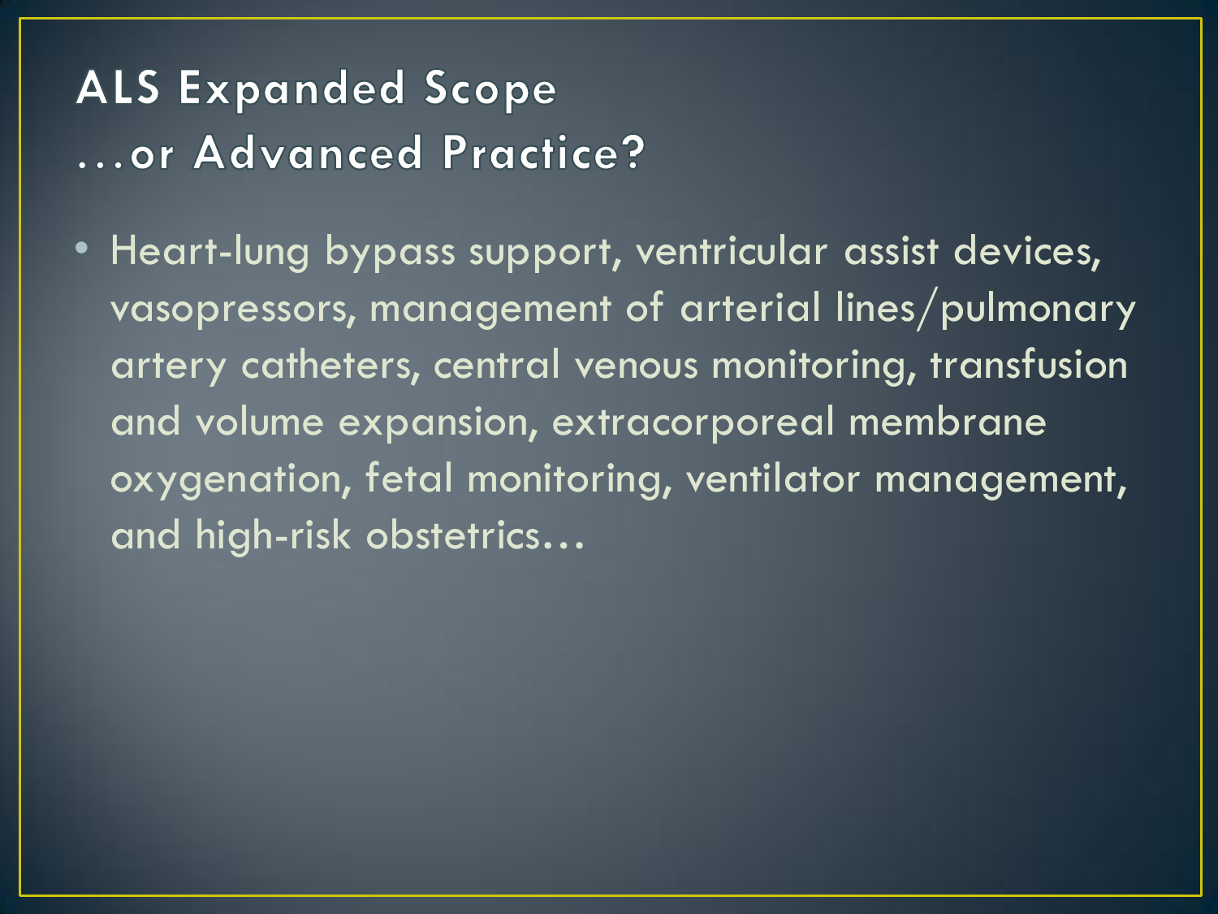# ALS Expanded Scope
# …or Advanced Practice?

- Heart-lung bypass support, ventricular assist devices, vasopressors, management of arterial lines/pulmonary artery catheters, central venous monitoring, transfusion and volume expansion, extracorporeal membrane oxygenation, fetal monitoring, ventilator management, and high-risk obstetrics…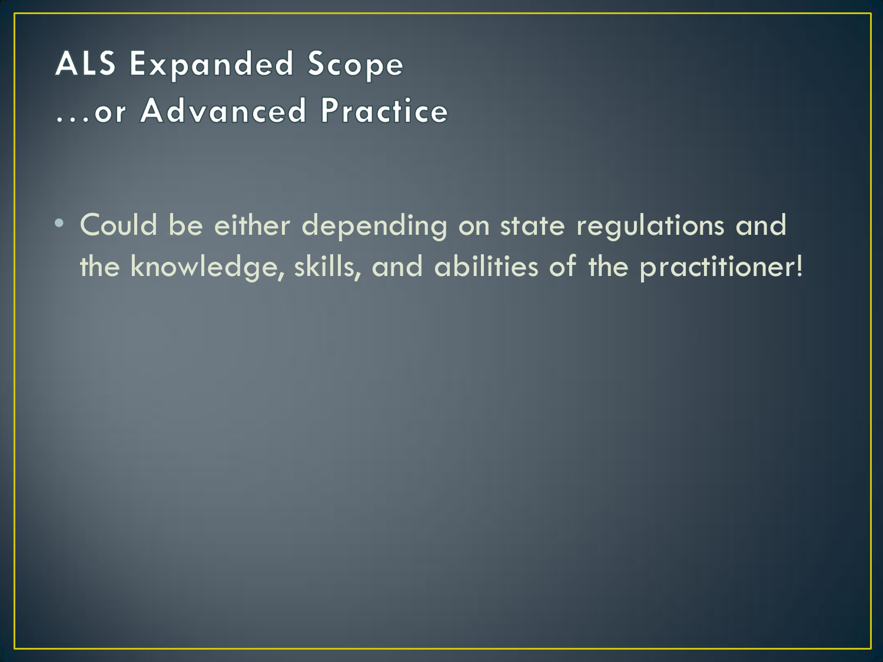# ALS Expanded Scope
# …or Advanced Practice

- Could be either depending on state regulations and the knowledge, skills, and abilities of the practitioner!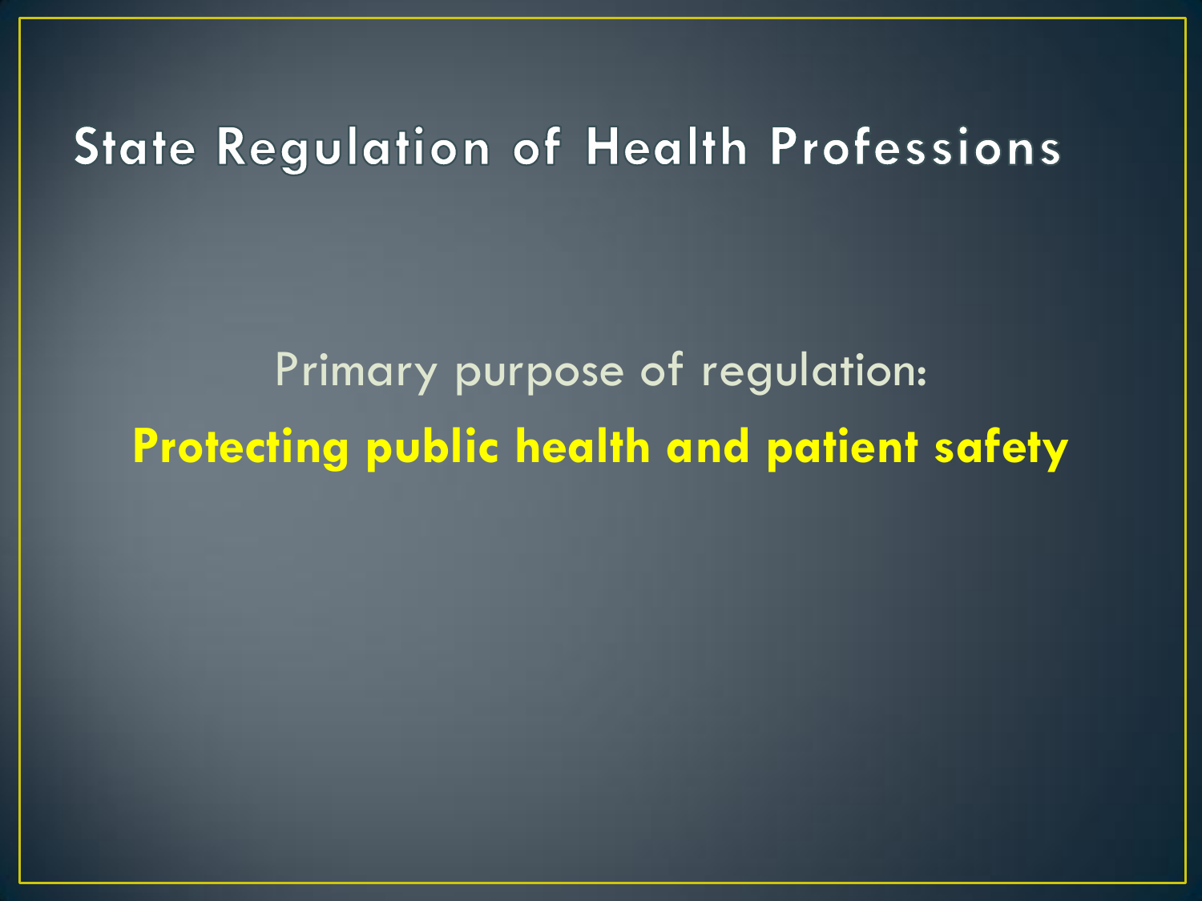# State Regulation of Health Professions

Primary purpose of regulation:

**Protecting public health and patient safety**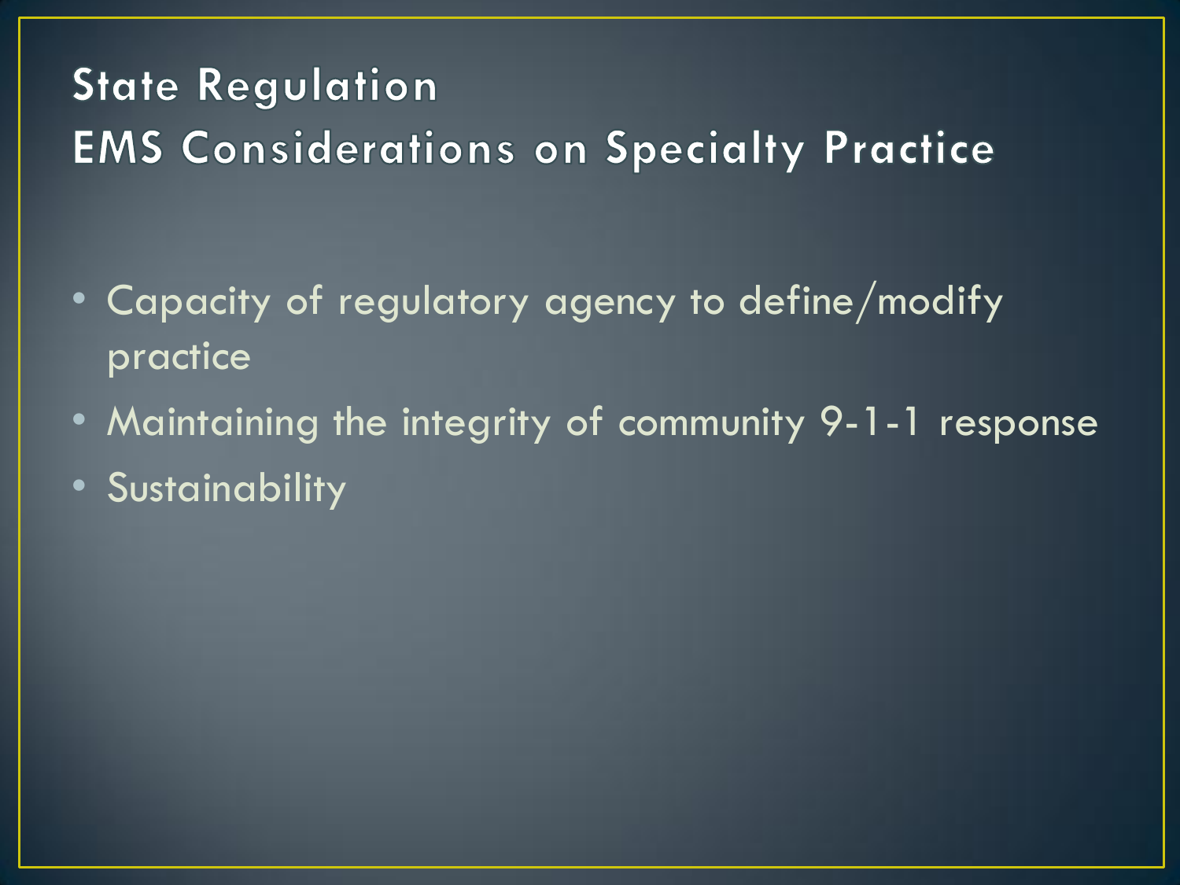# State Regulation
## EMS Considerations on Specialty Practice

- Capacity of regulatory agency to define/modify practice
- Maintaining the integrity of community 9-1-1 response
- Sustainability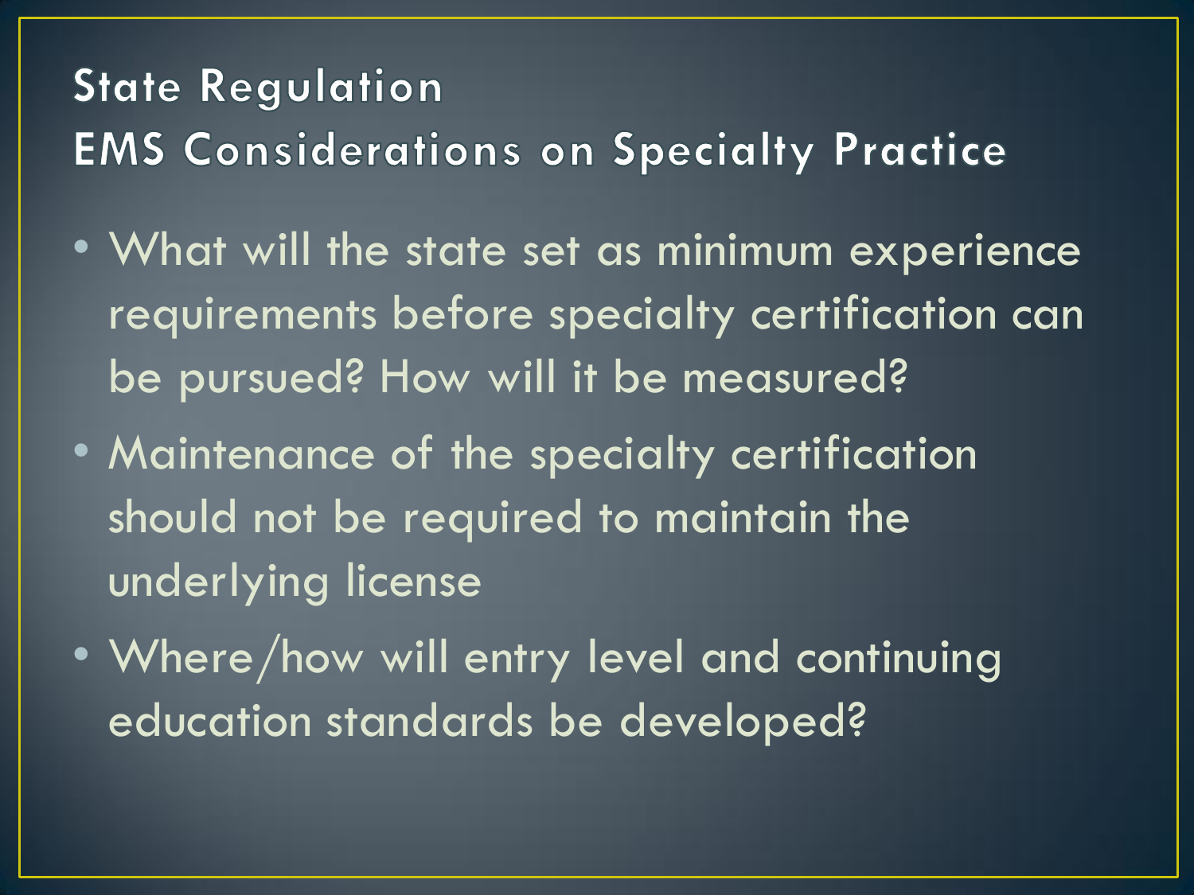# State Regulation
## EMS Considerations on Specialty Practice

- What will the state set as minimum experience requirements before specialty certification can be pursued? How will it be measured?
- Maintenance of the specialty certification should not be required to maintain the underlying license
- Where/how will entry level and continuing education standards be developed?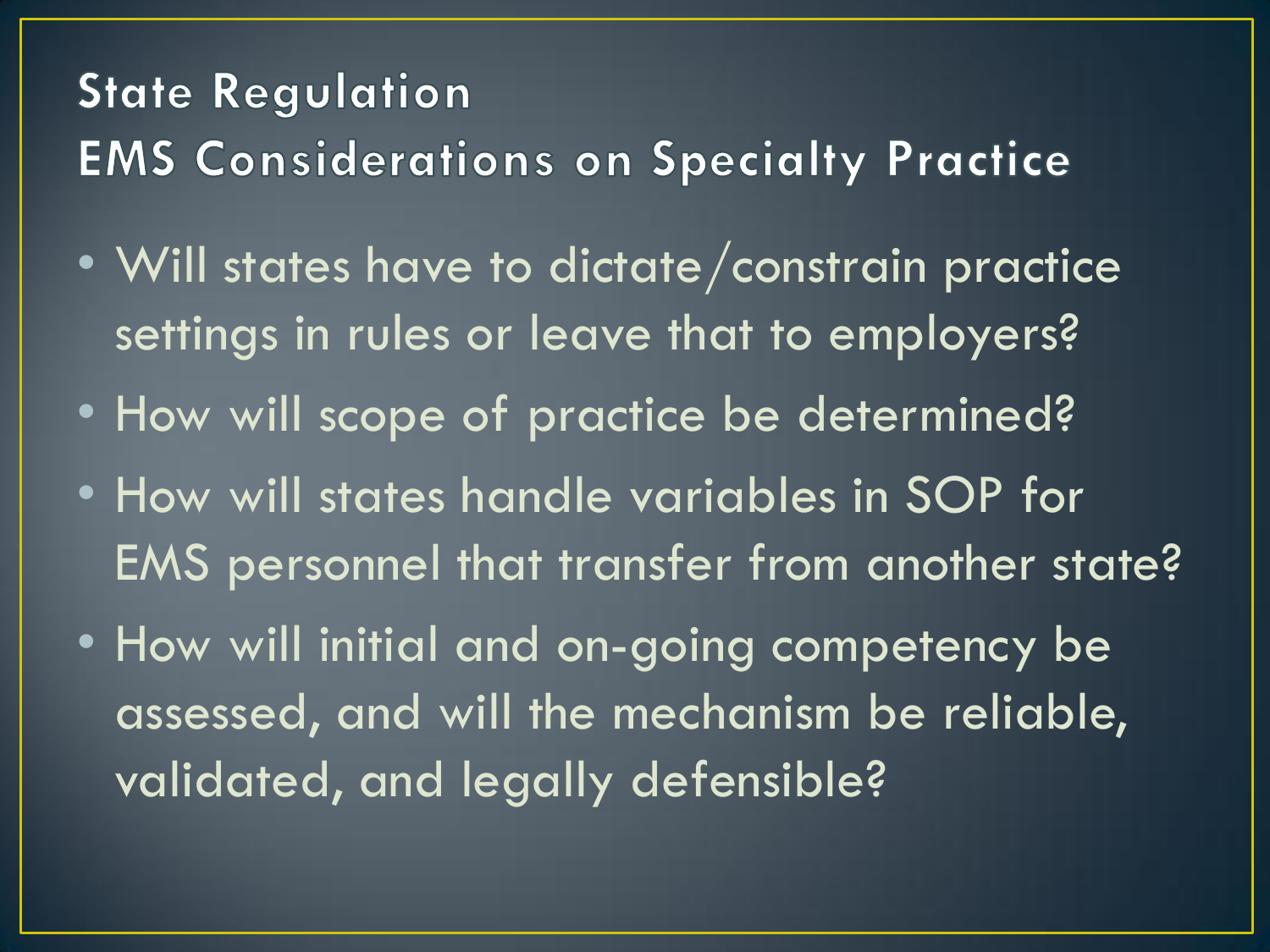# State Regulation
## EMS Considerations on Specialty Practice

- Will states have to dictate/constrain practice settings in rules or leave that to employers?
- How will scope of practice be determined?
- How will states handle variables in SOP for EMS personnel that transfer from another state?
- How will initial and on-going competency be assessed, and will the mechanism be reliable, validated, and legally defensible?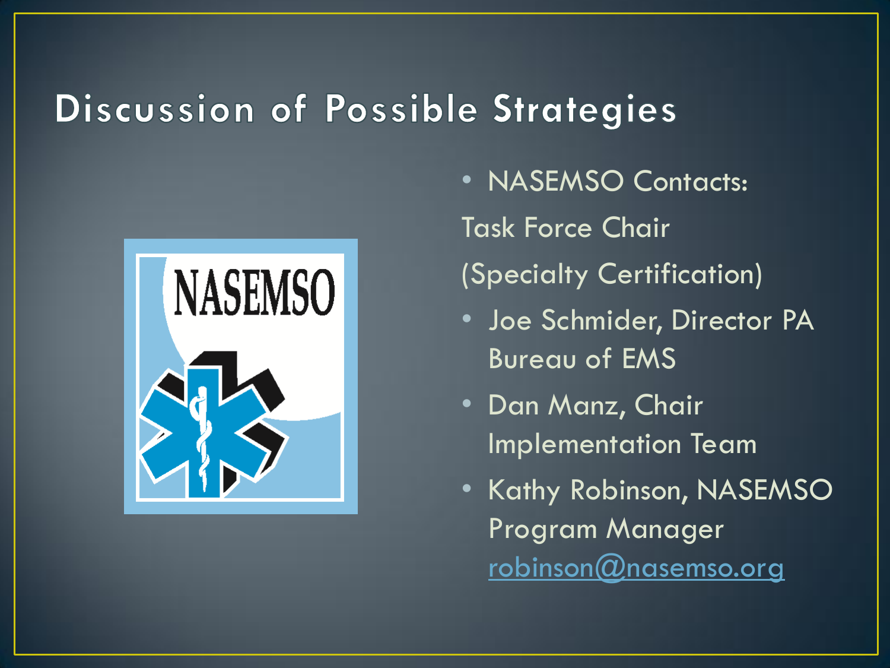# Discussion of Possible Strategies

- NASEMSO Contacts:

Task Force Chair

(Specialty Certification)

- Joe Schmider, Director PA Bureau of EMS
- Dan Manz, Chair Implementation Team
- Kathy Robinson, NASEMSO Program Manager robinson@nasemso.org